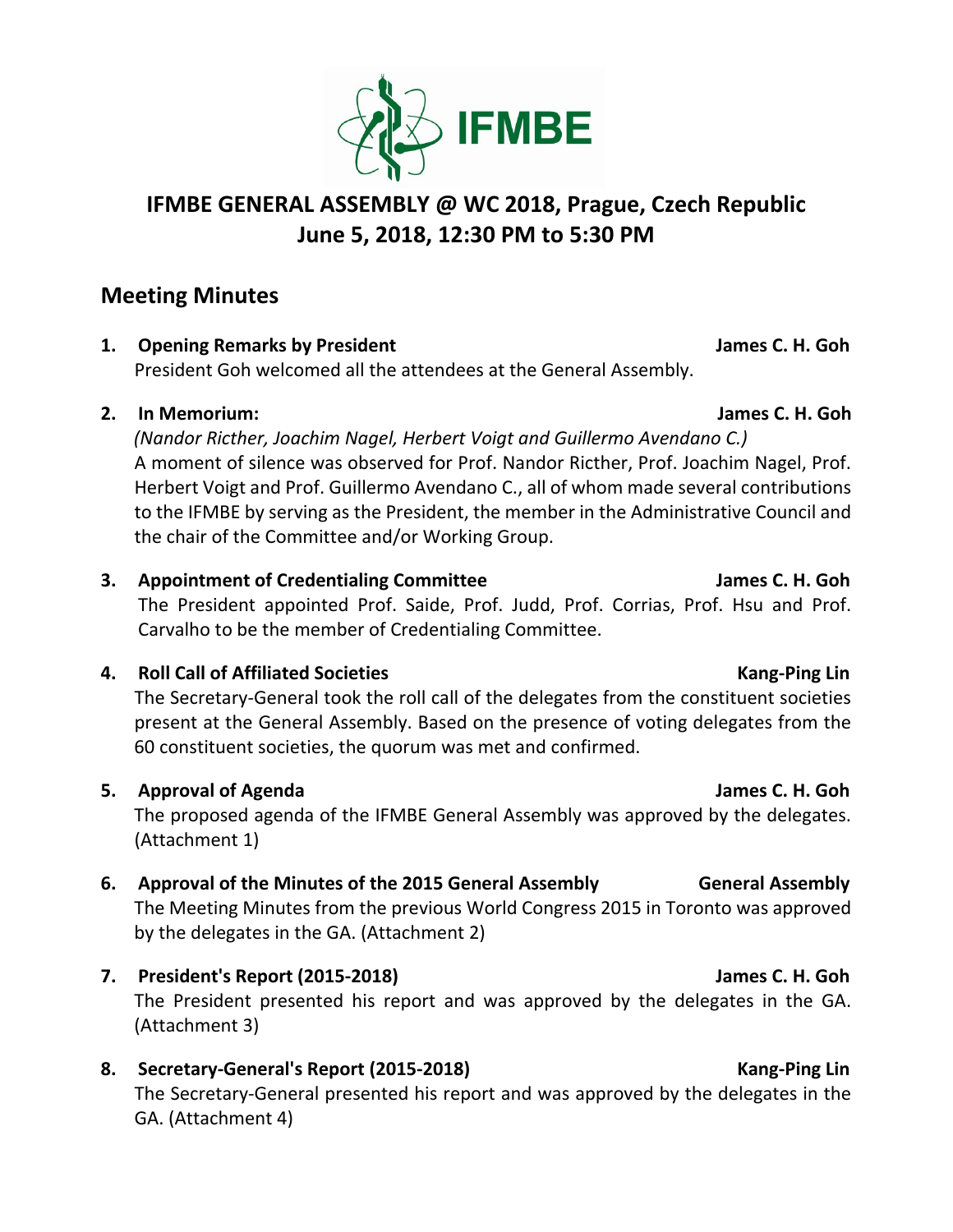IFMBE

# IFMBE GENERAL ASSEMBLY @ WC 2018, Prague, Czech Republic
## June 5, 2018, 12:30 PM to 5:30 PM

## Meeting Minutes

1. **Opening Remarks by President** — **James C. H. Goh**

   President Goh welcomed all the attendees at the General Assembly.

2. **In Memorium:** — **James C. H. Goh**

   *(Nandor Ricther, Joachim Nagel, Herbert Voigt and Guillermo Avendano C.)*
   A moment of silence was observed for Prof. Nandor Ricther, Prof. Joachim Nagel, Prof. Herbert Voigt and Prof. Guillermo Avendano C., all of whom made several contributions to the IFMBE by serving as the President, the member in the Administrative Council and the chair of the Committee and/or Working Group.

3. **Appointment of Credentialing Committee** — **James C. H. Goh**

   The President appointed Prof. Saide, Prof. Judd, Prof. Corrias, Prof. Hsu and Prof. Carvalho to be the member of Credentialing Committee.

4. **Roll Call of Affiliated Societies** — **Kang-Ping Lin**

   The Secretary-General took the roll call of the delegates from the constituent societies present at the General Assembly. Based on the presence of voting delegates from the 60 constituent societies, the quorum was met and confirmed.

5. **Approval of Agenda** — **James C. H. Goh**

   The proposed agenda of the IFMBE General Assembly was approved by the delegates. (Attachment 1)

6. **Approval of the Minutes of the 2015 General Assembly** — **General Assembly**

   The Meeting Minutes from the previous World Congress 2015 in Toronto was approved by the delegates in the GA. (Attachment 2)

7. **President's Report (2015-2018)** — **James C. H. Goh**

   The President presented his report and was approved by the delegates in the GA. (Attachment 3)

8. **Secretary-General's Report (2015-2018)** — **Kang-Ping Lin**

   The Secretary-General presented his report and was approved by the delegates in the GA. (Attachment 4)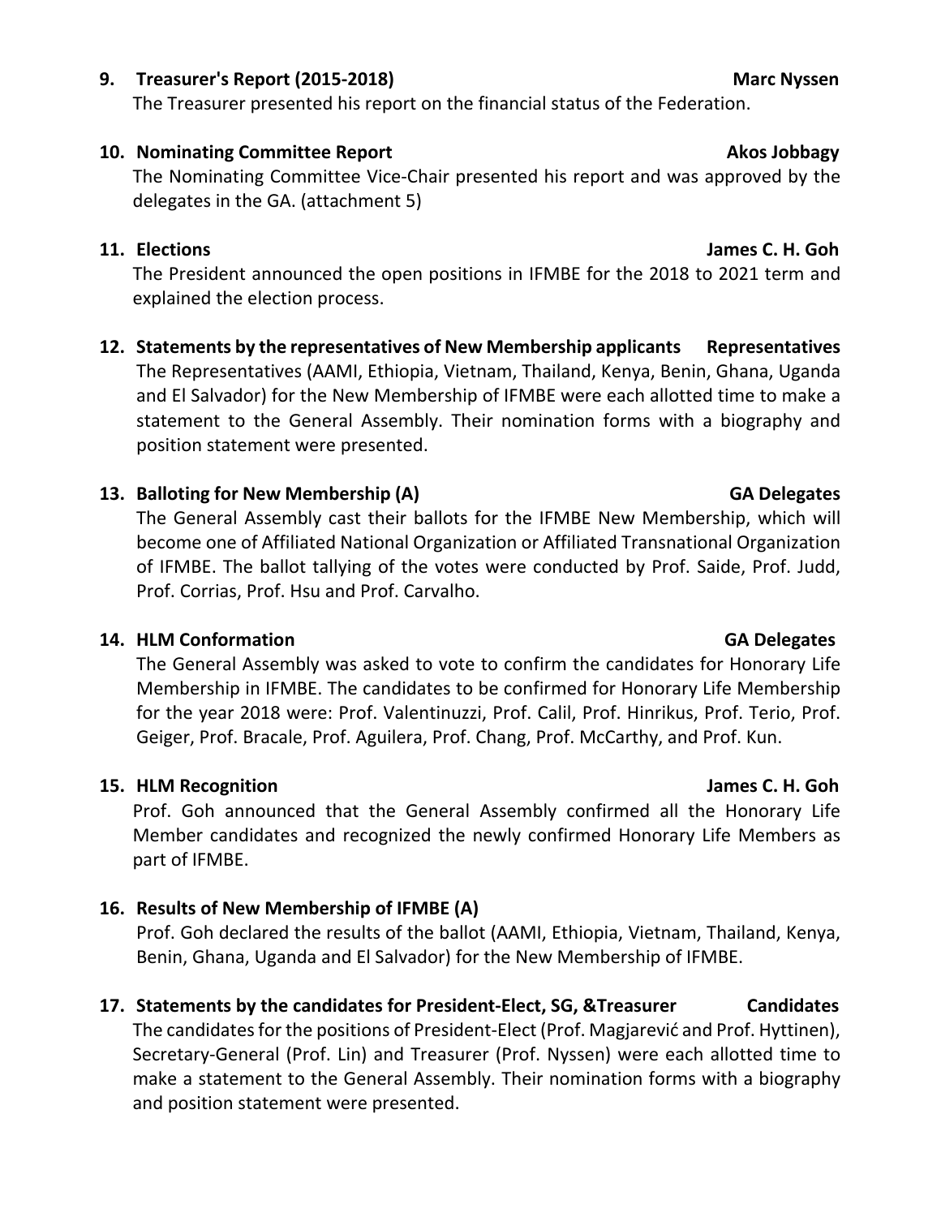**9. Treasurer's Report (2015-2018) Marc Nyssen**

The Treasurer presented his report on the financial status of the Federation.

**10. Nominating Committee Report Akos Jobbagy**

The Nominating Committee Vice-Chair presented his report and was approved by the delegates in the GA. (attachment 5)

**11. Elections James C. H. Goh**

The President announced the open positions in IFMBE for the 2018 to 2021 term and explained the election process.

**12. Statements by the representatives of New Membership applicants Representatives**

The Representatives (AAMI, Ethiopia, Vietnam, Thailand, Kenya, Benin, Ghana, Uganda and El Salvador) for the New Membership of IFMBE were each allotted time to make a statement to the General Assembly. Their nomination forms with a biography and position statement were presented.

**13. Balloting for New Membership (A) GA Delegates**

The General Assembly cast their ballots for the IFMBE New Membership, which will become one of Affiliated National Organization or Affiliated Transnational Organization of IFMBE. The ballot tallying of the votes were conducted by Prof. Saide, Prof. Judd, Prof. Corrias, Prof. Hsu and Prof. Carvalho.

**14. HLM Conformation GA Delegates**

The General Assembly was asked to vote to confirm the candidates for Honorary Life Membership in IFMBE. The candidates to be confirmed for Honorary Life Membership for the year 2018 were: Prof. Valentinuzzi, Prof. Calil, Prof. Hinrikus, Prof. Terio, Prof. Geiger, Prof. Bracale, Prof. Aguilera, Prof. Chang, Prof. McCarthy, and Prof. Kun.

**15. HLM Recognition James C. H. Goh**

Prof. Goh announced that the General Assembly confirmed all the Honorary Life Member candidates and recognized the newly confirmed Honorary Life Members as part of IFMBE.

**16. Results of New Membership of IFMBE (A)**

Prof. Goh declared the results of the ballot (AAMI, Ethiopia, Vietnam, Thailand, Kenya, Benin, Ghana, Uganda and El Salvador) for the New Membership of IFMBE.

**17. Statements by the candidates for President-Elect, SG, &Treasurer Candidates**

The candidates for the positions of President-Elect (Prof. Magjarević and Prof. Hyttinen), Secretary-General (Prof. Lin) and Treasurer (Prof. Nyssen) were each allotted time to make a statement to the General Assembly. Their nomination forms with a biography and position statement were presented.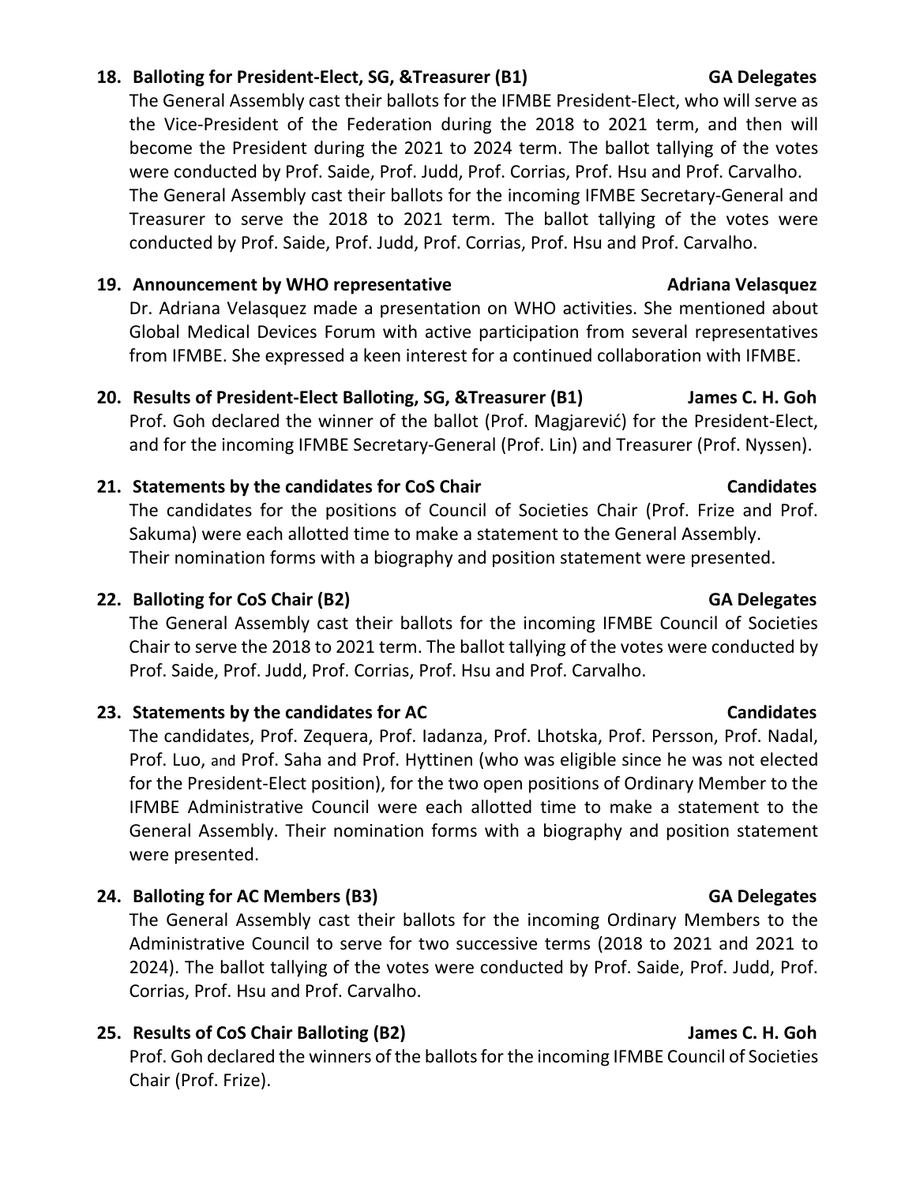**18. Balloting for President-Elect, SG, &Treasurer (B1) GA Delegates**

The General Assembly cast their ballots for the IFMBE President-Elect, who will serve as the Vice-President of the Federation during the 2018 to 2021 term, and then will become the President during the 2021 to 2024 term. The ballot tallying of the votes were conducted by Prof. Saide, Prof. Judd, Prof. Corrias, Prof. Hsu and Prof. Carvalho.

The General Assembly cast their ballots for the incoming IFMBE Secretary-General and Treasurer to serve the 2018 to 2021 term. The ballot tallying of the votes were conducted by Prof. Saide, Prof. Judd, Prof. Corrias, Prof. Hsu and Prof. Carvalho.

**19. Announcement by WHO representative Adriana Velasquez**

Dr. Adriana Velasquez made a presentation on WHO activities. She mentioned about Global Medical Devices Forum with active participation from several representatives from IFMBE. She expressed a keen interest for a continued collaboration with IFMBE.

**20. Results of President-Elect Balloting, SG, &Treasurer (B1) James C. H. Goh**

Prof. Goh declared the winner of the ballot (Prof. Magjarević) for the President-Elect, and for the incoming IFMBE Secretary-General (Prof. Lin) and Treasurer (Prof. Nyssen).

**21. Statements by the candidates for CoS Chair Candidates**

The candidates for the positions of Council of Societies Chair (Prof. Frize and Prof. Sakuma) were each allotted time to make a statement to the General Assembly. Their nomination forms with a biography and position statement were presented.

**22. Balloting for CoS Chair (B2) GA Delegates**

The General Assembly cast their ballots for the incoming IFMBE Council of Societies Chair to serve the 2018 to 2021 term. The ballot tallying of the votes were conducted by Prof. Saide, Prof. Judd, Prof. Corrias, Prof. Hsu and Prof. Carvalho.

**23. Statements by the candidates for AC Candidates**

The candidates, Prof. Zequera, Prof. Iadanza, Prof. Lhotska, Prof. Persson, Prof. Nadal, Prof. Luo, and Prof. Saha and Prof. Hyttinen (who was eligible since he was not elected for the President-Elect position), for the two open positions of Ordinary Member to the IFMBE Administrative Council were each allotted time to make a statement to the General Assembly. Their nomination forms with a biography and position statement were presented.

**24. Balloting for AC Members (B3) GA Delegates**

The General Assembly cast their ballots for the incoming Ordinary Members to the Administrative Council to serve for two successive terms (2018 to 2021 and 2021 to 2024). The ballot tallying of the votes were conducted by Prof. Saide, Prof. Judd, Prof. Corrias, Prof. Hsu and Prof. Carvalho.

**25. Results of CoS Chair Balloting (B2) James C. H. Goh**

Prof. Goh declared the winners of the ballots for the incoming IFMBE Council of Societies Chair (Prof. Frize).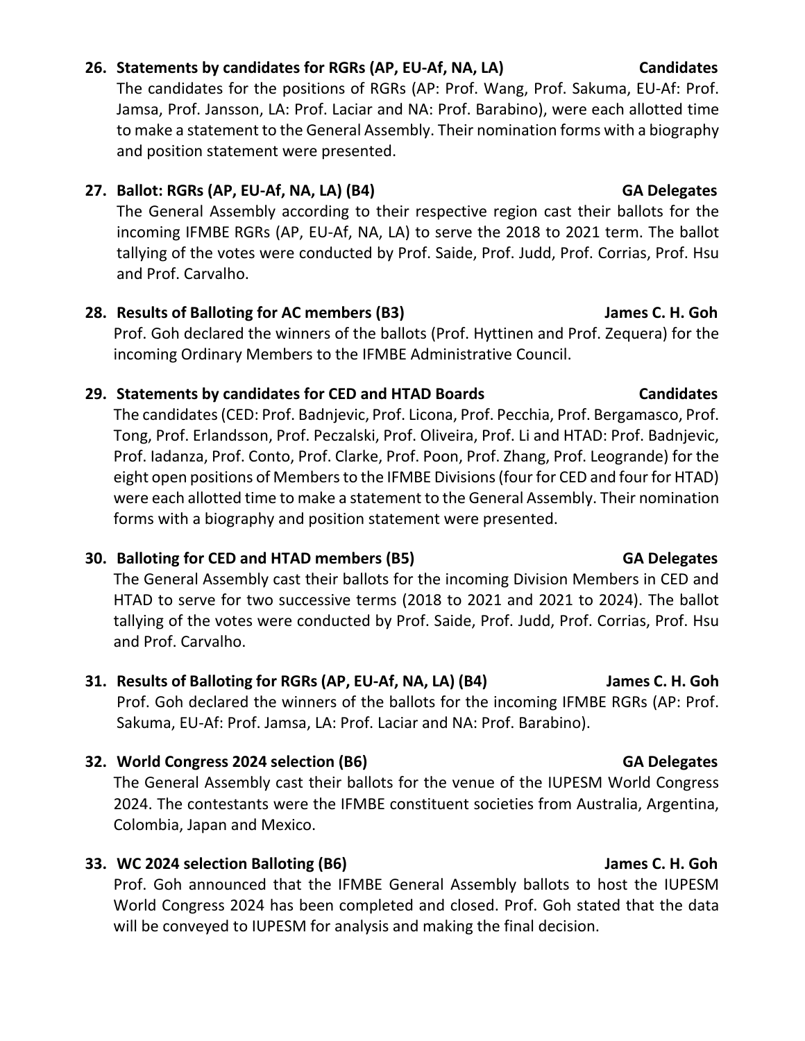**26. Statements by candidates for RGRs (AP, EU-Af, NA, LA) — Candidates**

The candidates for the positions of RGRs (AP: Prof. Wang, Prof. Sakuma, EU-Af: Prof. Jamsa, Prof. Jansson, LA: Prof. Laciar and NA: Prof. Barabino), were each allotted time to make a statement to the General Assembly. Their nomination forms with a biography and position statement were presented.

**27. Ballot: RGRs (AP, EU-Af, NA, LA) (B4) — GA Delegates**

The General Assembly according to their respective region cast their ballots for the incoming IFMBE RGRs (AP, EU-Af, NA, LA) to serve the 2018 to 2021 term. The ballot tallying of the votes were conducted by Prof. Saide, Prof. Judd, Prof. Corrias, Prof. Hsu and Prof. Carvalho.

**28. Results of Balloting for AC members (B3) — James C. H. Goh**

Prof. Goh declared the winners of the ballots (Prof. Hyttinen and Prof. Zequera) for the incoming Ordinary Members to the IFMBE Administrative Council.

**29. Statements by candidates for CED and HTAD Boards — Candidates**

The candidates (CED: Prof. Badnjevic, Prof. Licona, Prof. Pecchia, Prof. Bergamasco, Prof. Tong, Prof. Erlandsson, Prof. Peczalski, Prof. Oliveira, Prof. Li and HTAD: Prof. Badnjevic, Prof. Iadanza, Prof. Conto, Prof. Clarke, Prof. Poon, Prof. Zhang, Prof. Leogrande) for the eight open positions of Members to the IFMBE Divisions (four for CED and four for HTAD) were each allotted time to make a statement to the General Assembly. Their nomination forms with a biography and position statement were presented.

**30. Balloting for CED and HTAD members (B5) — GA Delegates**

The General Assembly cast their ballots for the incoming Division Members in CED and HTAD to serve for two successive terms (2018 to 2021 and 2021 to 2024). The ballot tallying of the votes were conducted by Prof. Saide, Prof. Judd, Prof. Corrias, Prof. Hsu and Prof. Carvalho.

**31. Results of Balloting for RGRs (AP, EU-Af, NA, LA) (B4) — James C. H. Goh**

Prof. Goh declared the winners of the ballots for the incoming IFMBE RGRs (AP: Prof. Sakuma, EU-Af: Prof. Jamsa, LA: Prof. Laciar and NA: Prof. Barabino).

**32. World Congress 2024 selection (B6) — GA Delegates**

The General Assembly cast their ballots for the venue of the IUPESM World Congress 2024. The contestants were the IFMBE constituent societies from Australia, Argentina, Colombia, Japan and Mexico.

**33. WC 2024 selection Balloting (B6) — James C. H. Goh**

Prof. Goh announced that the IFMBE General Assembly ballots to host the IUPESM World Congress 2024 has been completed and closed. Prof. Goh stated that the data will be conveyed to IUPESM for analysis and making the final decision.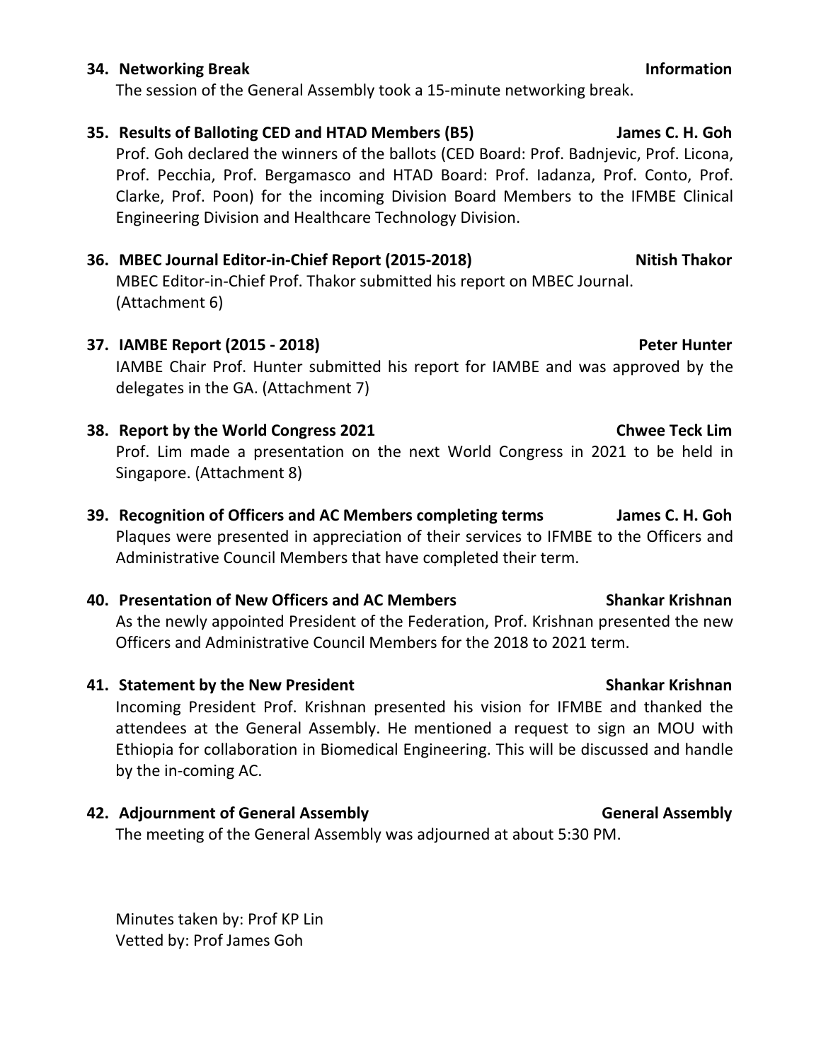**34. Networking Break** **Information**

The session of the General Assembly took a 15-minute networking break.

**35. Results of Balloting CED and HTAD Members (B5)** **James C. H. Goh**

Prof. Goh declared the winners of the ballots (CED Board: Prof. Badnjevic, Prof. Licona, Prof. Pecchia, Prof. Bergamasco and HTAD Board: Prof. Iadanza, Prof. Conto, Prof. Clarke, Prof. Poon) for the incoming Division Board Members to the IFMBE Clinical Engineering Division and Healthcare Technology Division.

**36. MBEC Journal Editor-in-Chief Report (2015-2018)** **Nitish Thakor**

MBEC Editor-in-Chief Prof. Thakor submitted his report on MBEC Journal. (Attachment 6)

**37. IAMBE Report (2015 - 2018)** **Peter Hunter**

IAMBE Chair Prof. Hunter submitted his report for IAMBE and was approved by the delegates in the GA. (Attachment 7)

**38. Report by the World Congress 2021** **Chwee Teck Lim**

Prof. Lim made a presentation on the next World Congress in 2021 to be held in Singapore. (Attachment 8)

**39. Recognition of Officers and AC Members completing terms** **James C. H. Goh**

Plaques were presented in appreciation of their services to IFMBE to the Officers and Administrative Council Members that have completed their term.

**40. Presentation of New Officers and AC Members** **Shankar Krishnan**

As the newly appointed President of the Federation, Prof. Krishnan presented the new Officers and Administrative Council Members for the 2018 to 2021 term.

**41. Statement by the New President** **Shankar Krishnan**

Incoming President Prof. Krishnan presented his vision for IFMBE and thanked the attendees at the General Assembly. He mentioned a request to sign an MOU with Ethiopia for collaboration in Biomedical Engineering. This will be discussed and handle by the in-coming AC.

**42. Adjournment of General Assembly** **General Assembly**

The meeting of the General Assembly was adjourned at about 5:30 PM.

Minutes taken by: Prof KP Lin
Vetted by: Prof James Goh